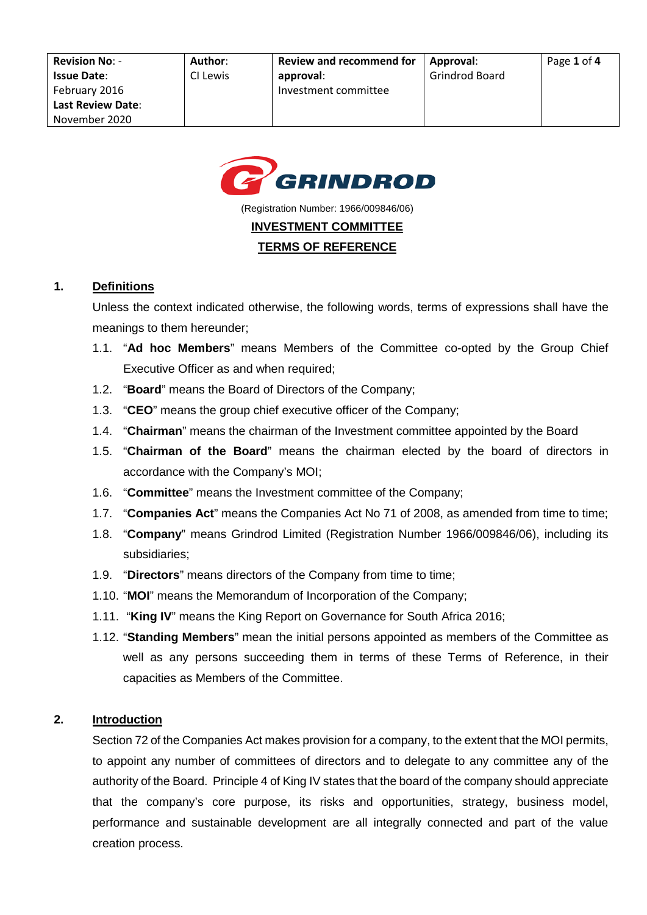| Revision No: -<br>Issue Date:<br>February 2016<br>Last Review Date:<br>November 2020 | Author:<br>CI Lewis | Review and recommend for approval:<br>Investment committee | Approval:<br>Grindrod Board |
|---|---|---|---|

GRINDROD

(Registration Number: 1966/009846/06)

**INVESTMENT COMMITTEE**

**TERMS OF REFERENCE**

## 1. Definitions

Unless the context indicated otherwise, the following words, terms of expressions shall have the meanings to them hereunder;

1.1. "**Ad hoc Members**" means Members of the Committee co-opted by the Group Chief Executive Officer as and when required;

1.2. "**Board**" means the Board of Directors of the Company;

1.3. "**CEO**" means the group chief executive officer of the Company;

1.4. "**Chairman**" means the chairman of the Investment committee appointed by the Board

1.5. "**Chairman of the Board**" means the chairman elected by the board of directors in accordance with the Company's MOI;

1.6. "**Committee**" means the Investment committee of the Company;

1.7. "**Companies Act**" means the Companies Act No 71 of 2008, as amended from time to time;

1.8. "**Company**" means Grindrod Limited (Registration Number 1966/009846/06), including its subsidiaries;

1.9. "**Directors**" means directors of the Company from time to time;

1.10. "**MOI**" means the Memorandum of Incorporation of the Company;

1.11. "**King IV**" means the King Report on Governance for South Africa 2016;

1.12. "**Standing Members**" mean the initial persons appointed as members of the Committee as well as any persons succeeding them in terms of these Terms of Reference, in their capacities as Members of the Committee.

## 2. Introduction

Section 72 of the Companies Act makes provision for a company, to the extent that the MOI permits, to appoint any number of committees of directors and to delegate to any committee any of the authority of the Board. Principle 4 of King IV states that the board of the company should appreciate that the company's core purpose, its risks and opportunities, strategy, business model, performance and sustainable development are all integrally connected and part of the value creation process.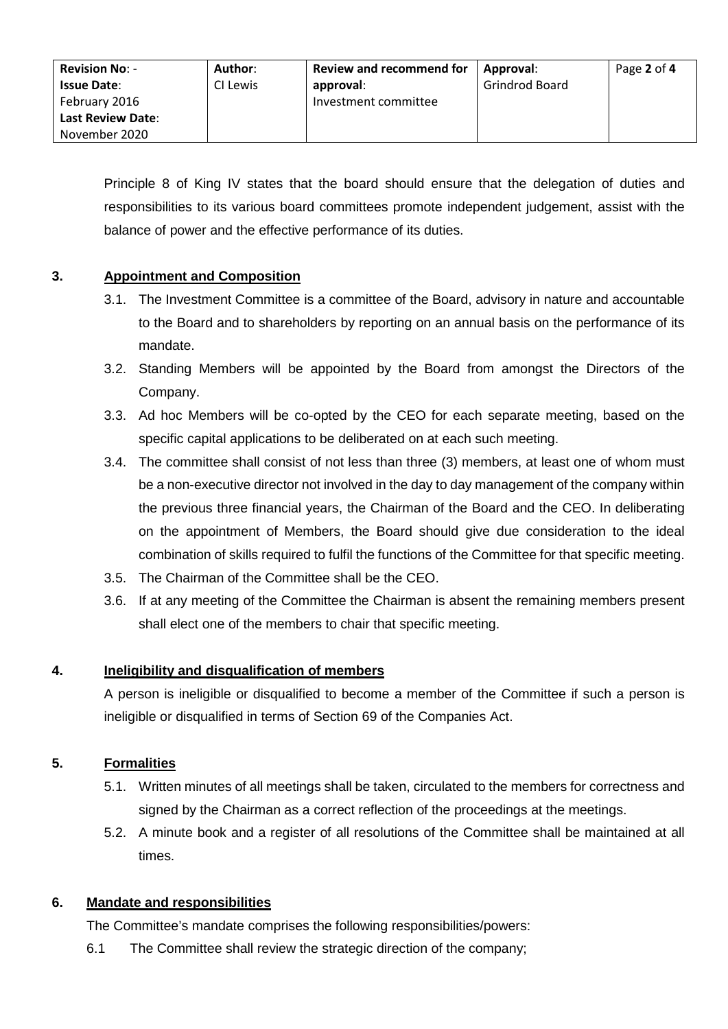Principle 8 of King IV states that the board should ensure that the delegation of duties and responsibilities to its various board committees promote independent judgement, assist with the balance of power and the effective performance of its duties.

## 3. Appointment and Composition

3.1. The Investment Committee is a committee of the Board, advisory in nature and accountable to the Board and to shareholders by reporting on an annual basis on the performance of its mandate.

3.2. Standing Members will be appointed by the Board from amongst the Directors of the Company.

3.3. Ad hoc Members will be co-opted by the CEO for each separate meeting, based on the specific capital applications to be deliberated on at each such meeting.

3.4. The committee shall consist of not less than three (3) members, at least one of whom must be a non-executive director not involved in the day to day management of the company within the previous three financial years, the Chairman of the Board and the CEO. In deliberating on the appointment of Members, the Board should give due consideration to the ideal combination of skills required to fulfil the functions of the Committee for that specific meeting.

3.5. The Chairman of the Committee shall be the CEO.

3.6. If at any meeting of the Committee the Chairman is absent the remaining members present shall elect one of the members to chair that specific meeting.

## 4. Ineligibility and disqualification of members

A person is ineligible or disqualified to become a member of the Committee if such a person is ineligible or disqualified in terms of Section 69 of the Companies Act.

## 5. Formalities

5.1. Written minutes of all meetings shall be taken, circulated to the members for correctness and signed by the Chairman as a correct reflection of the proceedings at the meetings.

5.2. A minute book and a register of all resolutions of the Committee shall be maintained at all times.

## 6. Mandate and responsibilities

The Committee's mandate comprises the following responsibilities/powers:

6.1 The Committee shall review the strategic direction of the company;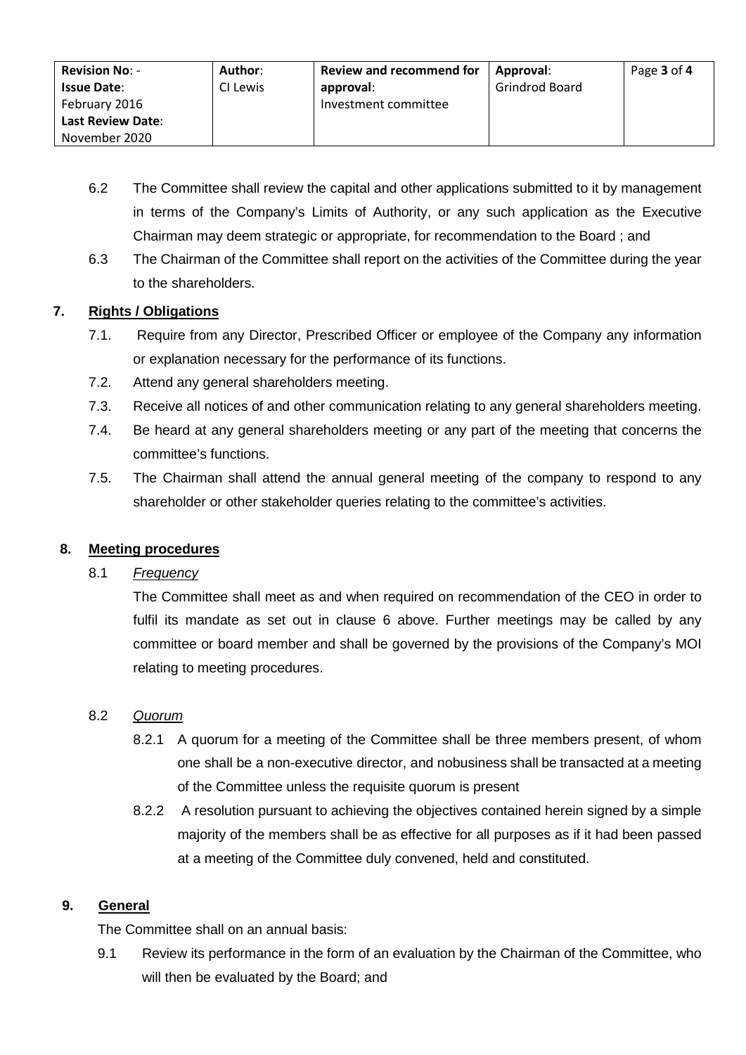6.2 The Committee shall review the capital and other applications submitted to it by management in terms of the Company's Limits of Authority, or any such application as the Executive Chairman may deem strategic or appropriate, for recommendation to the Board ; and

6.3 The Chairman of the Committee shall report on the activities of the Committee during the year to the shareholders.

## 7. Rights / Obligations

7.1. Require from any Director, Prescribed Officer or employee of the Company any information or explanation necessary for the performance of its functions.

7.2. Attend any general shareholders meeting.

7.3. Receive all notices of and other communication relating to any general shareholders meeting.

7.4. Be heard at any general shareholders meeting or any part of the meeting that concerns the committee's functions.

7.5. The Chairman shall attend the annual general meeting of the company to respond to any shareholder or other stakeholder queries relating to the committee's activities.

## 8. Meeting procedures

8.1 *Frequency*

The Committee shall meet as and when required on recommendation of the CEO in order to fulfil its mandate as set out in clause 6 above. Further meetings may be called by any committee or board member and shall be governed by the provisions of the Company's MOI relating to meeting procedures.

8.2 *Quorum*

8.2.1 A quorum for a meeting of the Committee shall be three members present, of whom one shall be a non-executive director, and nobusiness shall be transacted at a meeting of the Committee unless the requisite quorum is present

8.2.2 A resolution pursuant to achieving the objectives contained herein signed by a simple majority of the members shall be as effective for all purposes as if it had been passed at a meeting of the Committee duly convened, held and constituted.

## 9. General

The Committee shall on an annual basis:

9.1 Review its performance in the form of an evaluation by the Chairman of the Committee, who will then be evaluated by the Board; and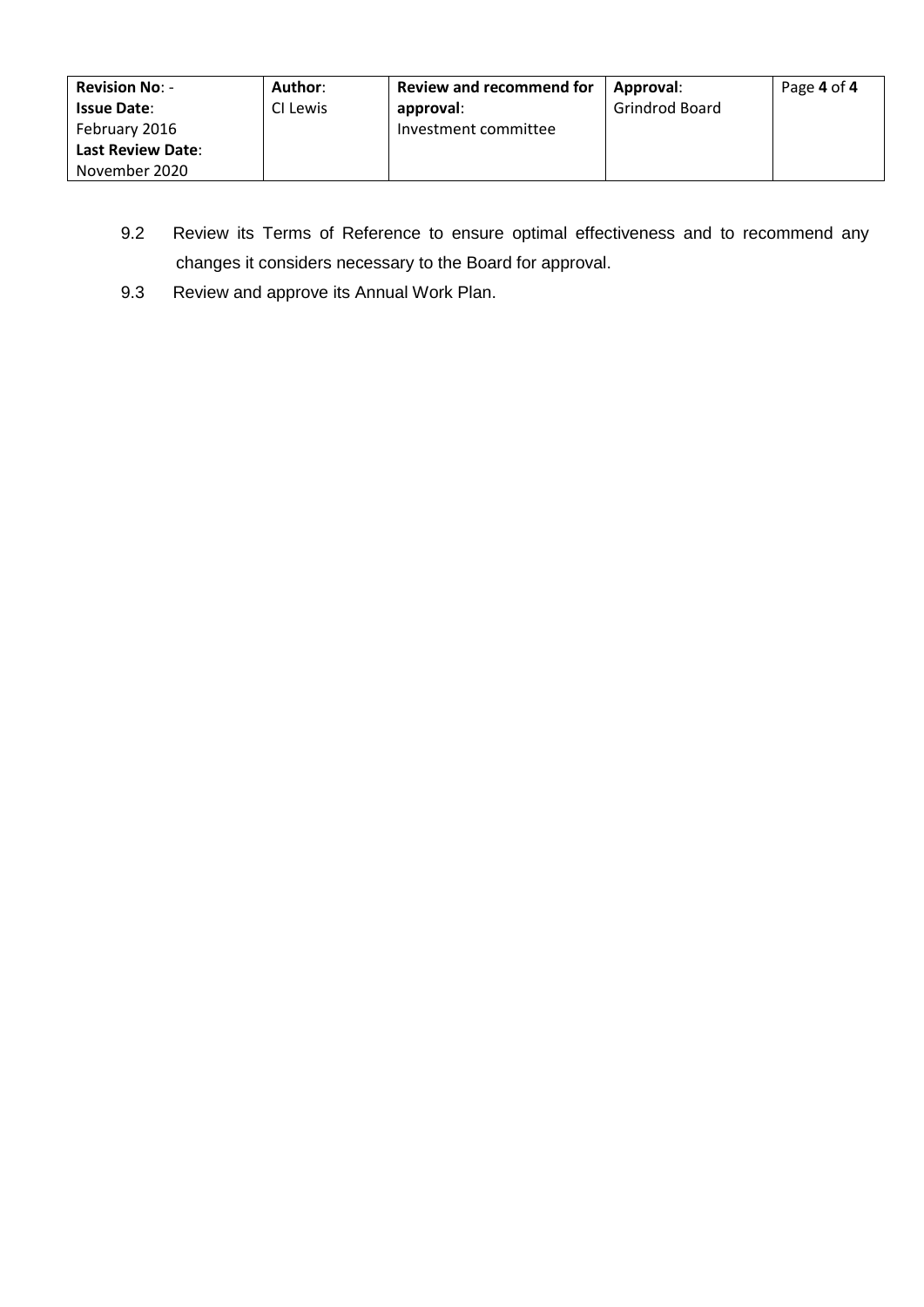9.2 Review its Terms of Reference to ensure optimal effectiveness and to recommend any changes it considers necessary to the Board for approval.

9.3 Review and approve its Annual Work Plan.